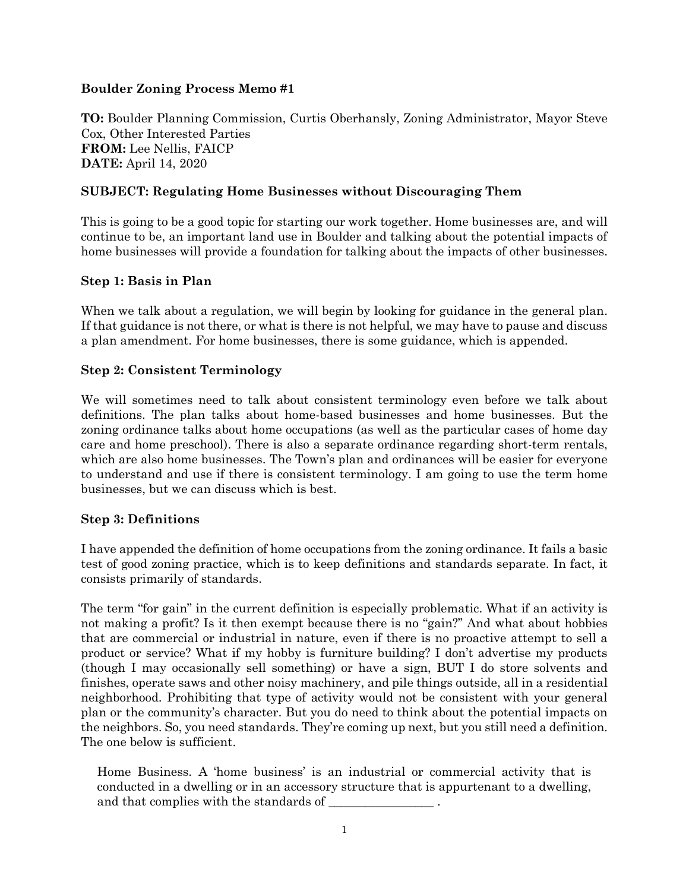**Boulder Zoning Process Memo #1**

**TO:** Boulder Planning Commission, Curtis Oberhansly, Zoning Administrator, Mayor Steve Cox, Other Interested Parties
**FROM:** Lee Nellis, FAICP
**DATE:** April 14, 2020

**SUBJECT: Regulating Home Businesses without Discouraging Them**

This is going to be a good topic for starting our work together. Home businesses are, and will continue to be, an important land use in Boulder and talking about the potential impacts of home businesses will provide a foundation for talking about the impacts of other businesses.

**Step 1: Basis in Plan**

When we talk about a regulation, we will begin by looking for guidance in the general plan. If that guidance is not there, or what is there is not helpful, we may have to pause and discuss a plan amendment. For home businesses, there is some guidance, which is appended.

**Step 2: Consistent Terminology**

We will sometimes need to talk about consistent terminology even before we talk about definitions. The plan talks about home-based businesses and home businesses. But the zoning ordinance talks about home occupations (as well as the particular cases of home day care and home preschool). There is also a separate ordinance regarding short-term rentals, which are also home businesses. The Town's plan and ordinances will be easier for everyone to understand and use if there is consistent terminology. I am going to use the term home businesses, but we can discuss which is best.

**Step 3: Definitions**

I have appended the definition of home occupations from the zoning ordinance. It fails a basic test of good zoning practice, which is to keep definitions and standards separate. In fact, it consists primarily of standards.

The term "for gain" in the current definition is especially problematic. What if an activity is not making a profit? Is it then exempt because there is no "gain?" And what about hobbies that are commercial or industrial in nature, even if there is no proactive attempt to sell a product or service? What if my hobby is furniture building? I don't advertise my products (though I may occasionally sell something) or have a sign, BUT I do store solvents and finishes, operate saws and other noisy machinery, and pile things outside, all in a residential neighborhood. Prohibiting that type of activity would not be consistent with your general plan or the community's character. But you do need to think about the potential impacts on the neighbors. So, you need standards. They're coming up next, but you still need a definition. The one below is sufficient.

> Home Business. A 'home business' is an industrial or commercial activity that is conducted in a dwelling or in an accessory structure that is appurtenant to a dwelling, and that complies with the standards of _________________ .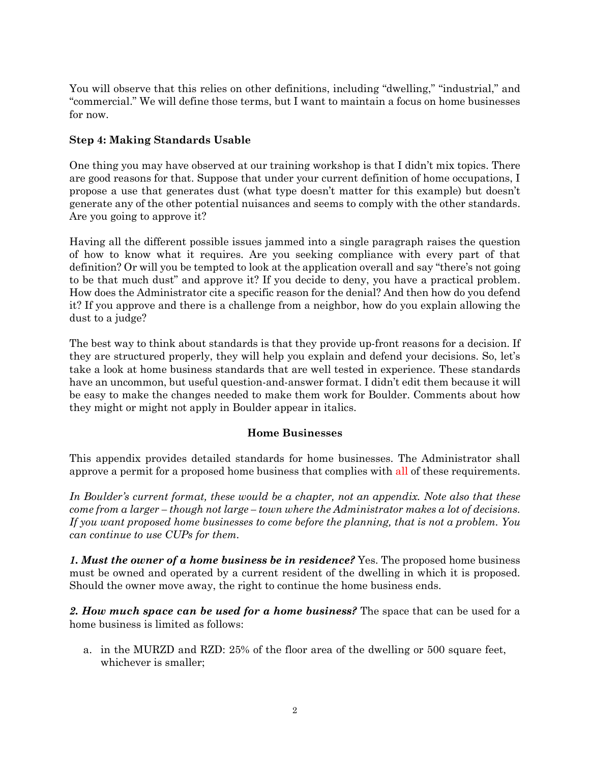You will observe that this relies on other definitions, including "dwelling," "industrial," and "commercial." We will define those terms, but I want to maintain a focus on home businesses for now.

### Step 4: Making Standards Usable

One thing you may have observed at our training workshop is that I didn't mix topics. There are good reasons for that. Suppose that under your current definition of home occupations, I propose a use that generates dust (what type doesn't matter for this example) but doesn't generate any of the other potential nuisances and seems to comply with the other standards. Are you going to approve it?

Having all the different possible issues jammed into a single paragraph raises the question of how to know what it requires. Are you seeking compliance with every part of that definition? Or will you be tempted to look at the application overall and say "there's not going to be that much dust" and approve it? If you decide to deny, you have a practical problem. How does the Administrator cite a specific reason for the denial? And then how do you defend it? If you approve and there is a challenge from a neighbor, how do you explain allowing the dust to a judge?

The best way to think about standards is that they provide up-front reasons for a decision. If they are structured properly, they will help you explain and defend your decisions. So, let's take a look at home business standards that are well tested in experience. These standards have an uncommon, but useful question-and-answer format. I didn't edit them because it will be easy to make the changes needed to make them work for Boulder. Comments about how they might or might not apply in Boulder appear in italics.

### Home Businesses

This appendix provides detailed standards for home businesses. The Administrator shall approve a permit for a proposed home business that complies with all of these requirements.

*In Boulder's current format, these would be a chapter, not an appendix. Note also that these come from a larger – though not large – town where the Administrator makes a lot of decisions. If you want proposed home businesses to come before the planning, that is not a problem. You can continue to use CUPs for them.*

***1. Must the owner of a home business be in residence?*** Yes. The proposed home business must be owned and operated by a current resident of the dwelling in which it is proposed. Should the owner move away, the right to continue the home business ends.

***2. How much space can be used for a home business?*** The space that can be used for a home business is limited as follows:

a. in the MURZD and RZD: 25% of the floor area of the dwelling or 500 square feet, whichever is smaller;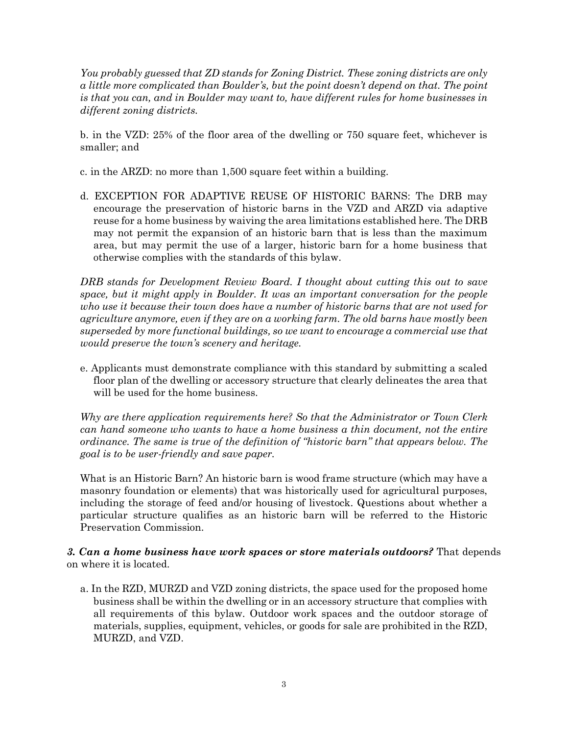*You probably guessed that ZD stands for Zoning District. These zoning districts are only a little more complicated than Boulder's, but the point doesn't depend on that. The point is that you can, and in Boulder may want to, have different rules for home businesses in different zoning districts.*

b. in the VZD: 25% of the floor area of the dwelling or 750 square feet, whichever is smaller; and

c. in the ARZD: no more than 1,500 square feet within a building.

d. EXCEPTION FOR ADAPTIVE REUSE OF HISTORIC BARNS: The DRB may encourage the preservation of historic barns in the VZD and ARZD via adaptive reuse for a home business by waiving the area limitations established here. The DRB may not permit the expansion of an historic barn that is less than the maximum area, but may permit the use of a larger, historic barn for a home business that otherwise complies with the standards of this bylaw.

*DRB stands for Development Review Board. I thought about cutting this out to save space, but it might apply in Boulder. It was an important conversation for the people who use it because their town does have a number of historic barns that are not used for agriculture anymore, even if they are on a working farm. The old barns have mostly been superseded by more functional buildings, so we want to encourage a commercial use that would preserve the town's scenery and heritage.*

e. Applicants must demonstrate compliance with this standard by submitting a scaled floor plan of the dwelling or accessory structure that clearly delineates the area that will be used for the home business.

*Why are there application requirements here? So that the Administrator or Town Clerk can hand someone who wants to have a home business a thin document, not the entire ordinance. The same is true of the definition of "historic barn" that appears below. The goal is to be user-friendly and save paper.*

What is an Historic Barn? An historic barn is wood frame structure (which may have a masonry foundation or elements) that was historically used for agricultural purposes, including the storage of feed and/or housing of livestock. Questions about whether a particular structure qualifies as an historic barn will be referred to the Historic Preservation Commission.

***3. Can a home business have work spaces or store materials outdoors?*** That depends on where it is located.

a. In the RZD, MURZD and VZD zoning districts, the space used for the proposed home business shall be within the dwelling or in an accessory structure that complies with all requirements of this bylaw. Outdoor work spaces and the outdoor storage of materials, supplies, equipment, vehicles, or goods for sale are prohibited in the RZD, MURZD, and VZD.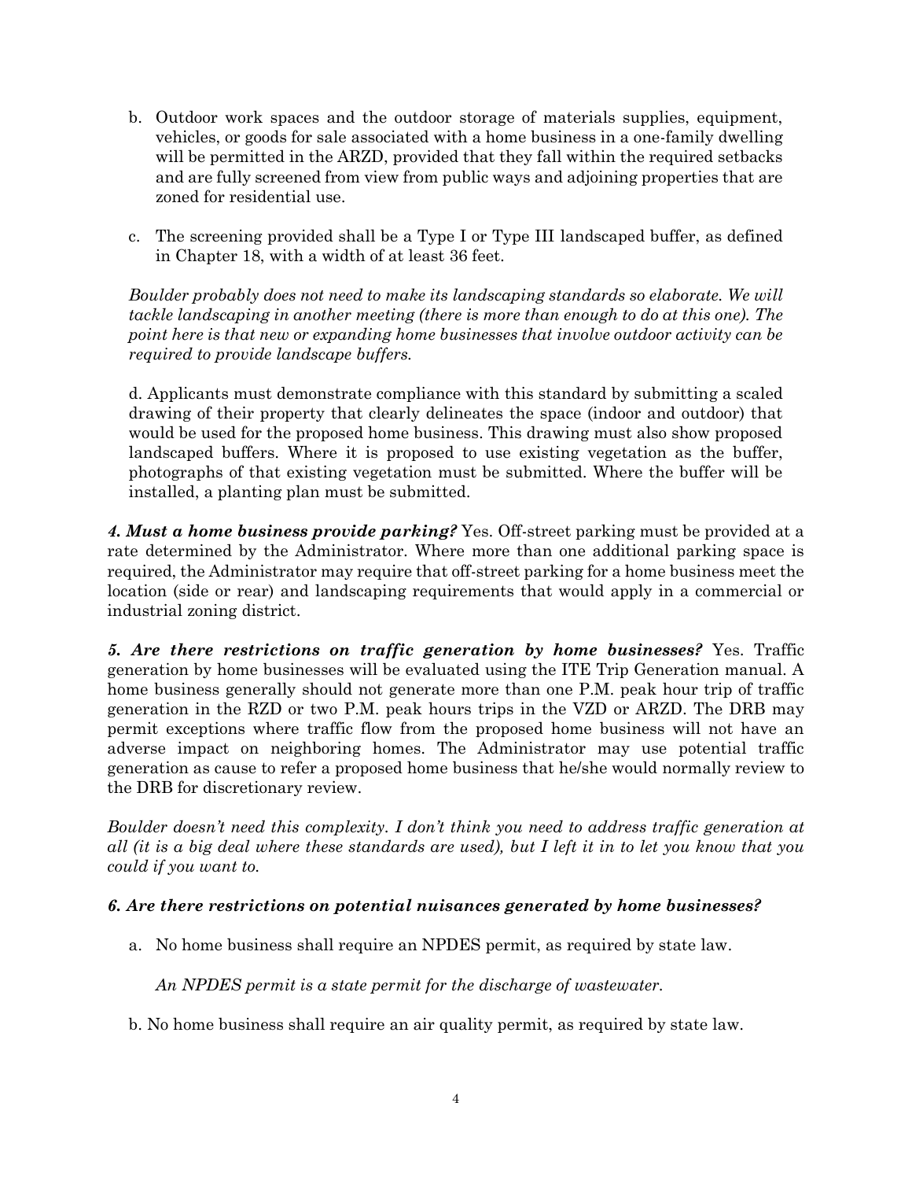b. Outdoor work spaces and the outdoor storage of materials supplies, equipment, vehicles, or goods for sale associated with a home business in a one-family dwelling will be permitted in the ARZD, provided that they fall within the required setbacks and are fully screened from view from public ways and adjoining properties that are zoned for residential use.

c. The screening provided shall be a Type I or Type III landscaped buffer, as defined in Chapter 18, with a width of at least 36 feet.

*Boulder probably does not need to make its landscaping standards so elaborate. We will tackle landscaping in another meeting (there is more than enough to do at this one). The point here is that new or expanding home businesses that involve outdoor activity can be required to provide landscape buffers.*

d. Applicants must demonstrate compliance with this standard by submitting a scaled drawing of their property that clearly delineates the space (indoor and outdoor) that would be used for the proposed home business. This drawing must also show proposed landscaped buffers. Where it is proposed to use existing vegetation as the buffer, photographs of that existing vegetation must be submitted. Where the buffer will be installed, a planting plan must be submitted.

***4. Must a home business provide parking?*** Yes. Off-street parking must be provided at a rate determined by the Administrator. Where more than one additional parking space is required, the Administrator may require that off-street parking for a home business meet the location (side or rear) and landscaping requirements that would apply in a commercial or industrial zoning district.

***5. Are there restrictions on traffic generation by home businesses?*** Yes. Traffic generation by home businesses will be evaluated using the ITE Trip Generation manual. A home business generally should not generate more than one P.M. peak hour trip of traffic generation in the RZD or two P.M. peak hours trips in the VZD or ARZD. The DRB may permit exceptions where traffic flow from the proposed home business will not have an adverse impact on neighboring homes. The Administrator may use potential traffic generation as cause to refer a proposed home business that he/she would normally review to the DRB for discretionary review.

*Boulder doesn't need this complexity. I don't think you need to address traffic generation at all (it is a big deal where these standards are used), but I left it in to let you know that you could if you want to.*

***6. Are there restrictions on potential nuisances generated by home businesses?***

a. No home business shall require an NPDES permit, as required by state law.

*An NPDES permit is a state permit for the discharge of wastewater.*

b. No home business shall require an air quality permit, as required by state law.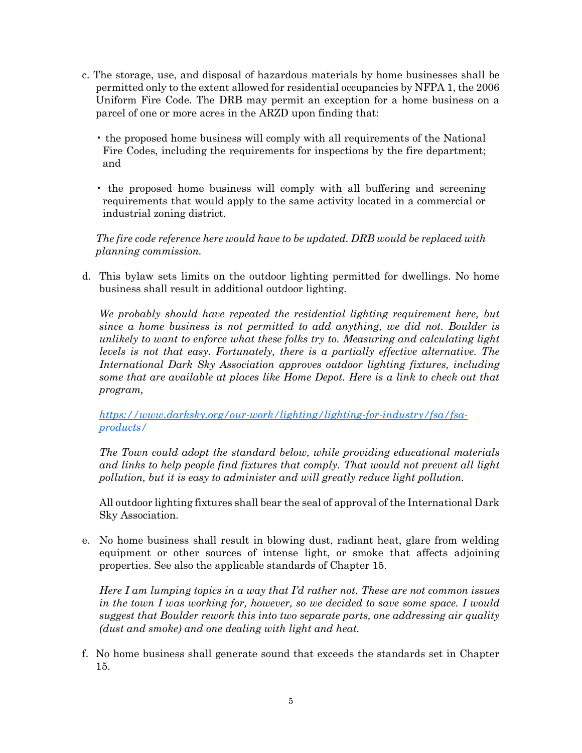c. The storage, use, and disposal of hazardous materials by home businesses shall be permitted only to the extent allowed for residential occupancies by NFPA 1, the 2006 Uniform Fire Code. The DRB may permit an exception for a home business on a parcel of one or more acres in the ARZD upon finding that:

   - the proposed home business will comply with all requirements of the National Fire Codes, including the requirements for inspections by the fire department; and

   - the proposed home business will comply with all buffering and screening requirements that would apply to the same activity located in a commercial or industrial zoning district.

   *The fire code reference here would have to be updated. DRB would be replaced with planning commission.*

d. This bylaw sets limits on the outdoor lighting permitted for dwellings. No home business shall result in additional outdoor lighting.

   *We probably should have repeated the residential lighting requirement here, but since a home business is not permitted to add anything, we did not. Boulder is unlikely to want to enforce what these folks try to. Measuring and calculating light levels is not that easy. Fortunately, there is a partially effective alternative. The International Dark Sky Association approves outdoor lighting fixtures, including some that are available at places like Home Depot. Here is a link to check out that program,*

   *[https://www.darksky.org/our-work/lighting/lighting-for-industry/fsa/fsa-products/](https://www.darksky.org/our-work/lighting/lighting-for-industry/fsa/fsa-products/)*

   *The Town could adopt the standard below, while providing educational materials and links to help people find fixtures that comply. That would not prevent all light pollution, but it is easy to administer and will greatly reduce light pollution.*

   All outdoor lighting fixtures shall bear the seal of approval of the International Dark Sky Association.

e. No home business shall result in blowing dust, radiant heat, glare from welding equipment or other sources of intense light, or smoke that affects adjoining properties. See also the applicable standards of Chapter 15.

   *Here I am lumping topics in a way that I'd rather not. These are not common issues in the town I was working for, however, so we decided to save some space. I would suggest that Boulder rework this into two separate parts, one addressing air quality (dust and smoke) and one dealing with light and heat.*

f. No home business shall generate sound that exceeds the standards set in Chapter 15.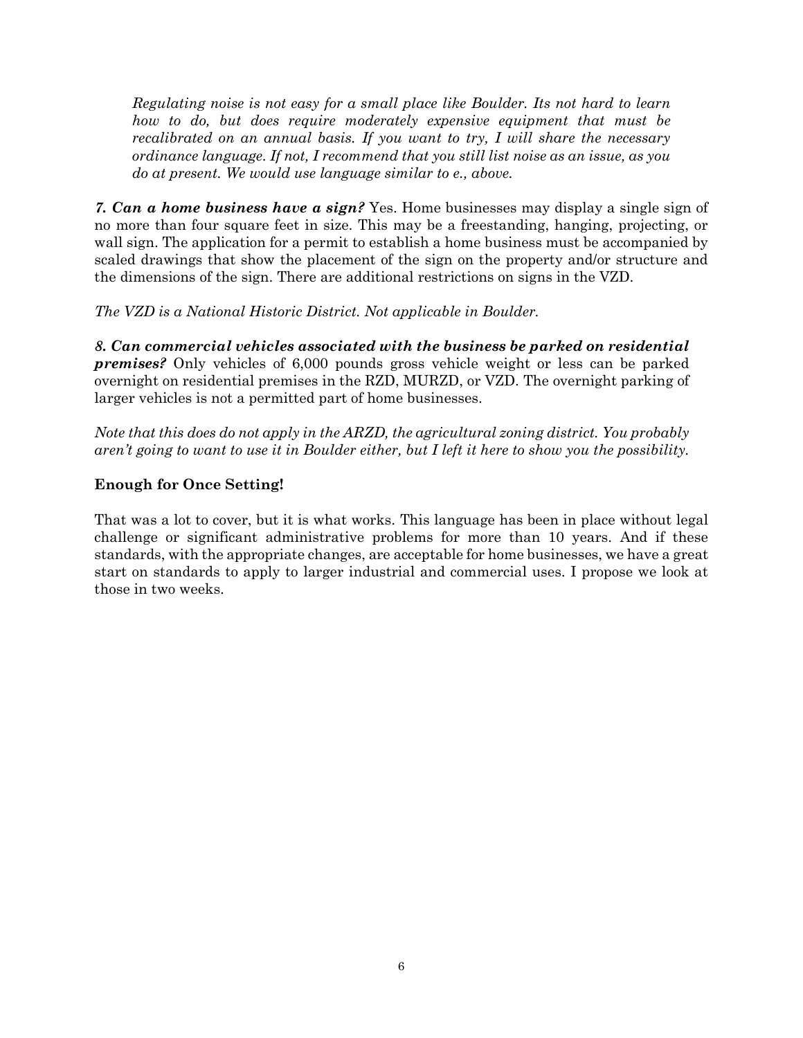*Regulating noise is not easy for a small place like Boulder. Its not hard to learn how to do, but does require moderately expensive equipment that must be recalibrated on an annual basis. If you want to try, I will share the necessary ordinance language. If not, I recommend that you still list noise as an issue, as you do at present. We would use language similar to e., above.*

***7. Can a home business have a sign?*** Yes. Home businesses may display a single sign of no more than four square feet in size. This may be a freestanding, hanging, projecting, or wall sign. The application for a permit to establish a home business must be accompanied by scaled drawings that show the placement of the sign on the property and/or structure and the dimensions of the sign. There are additional restrictions on signs in the VZD.

*The VZD is a National Historic District. Not applicable in Boulder.*

***8. Can commercial vehicles associated with the business be parked on residential premises?*** Only vehicles of 6,000 pounds gross vehicle weight or less can be parked overnight on residential premises in the RZD, MURZD, or VZD. The overnight parking of larger vehicles is not a permitted part of home businesses.

*Note that this does do not apply in the ARZD, the agricultural zoning district. You probably aren't going to want to use it in Boulder either, but I left it here to show you the possibility.*

**Enough for Once Setting!**

That was a lot to cover, but it is what works. This language has been in place without legal challenge or significant administrative problems for more than 10 years. And if these standards, with the appropriate changes, are acceptable for home businesses, we have a great start on standards to apply to larger industrial and commercial uses. I propose we look at those in two weeks.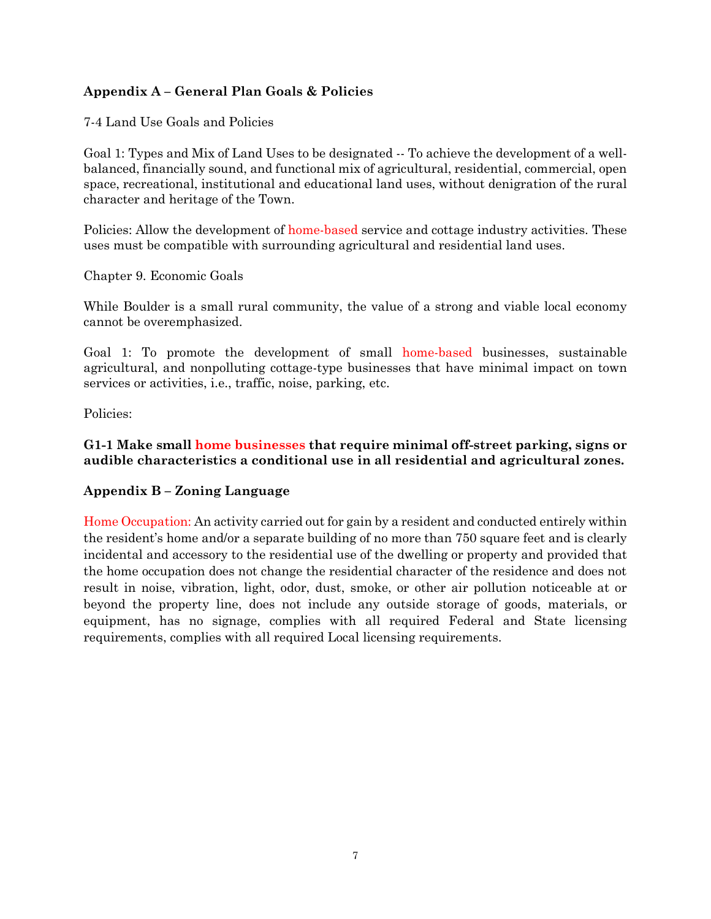## Appendix A – General Plan Goals & Policies

7-4 Land Use Goals and Policies

Goal 1: Types and Mix of Land Uses to be designated -- To achieve the development of a well-balanced, financially sound, and functional mix of agricultural, residential, commercial, open space, recreational, institutional and educational land uses, without denigration of the rural character and heritage of the Town.

Policies: Allow the development of home-based service and cottage industry activities. These uses must be compatible with surrounding agricultural and residential land uses.

Chapter 9. Economic Goals

While Boulder is a small rural community, the value of a strong and viable local economy cannot be overemphasized.

Goal 1: To promote the development of small home-based businesses, sustainable agricultural, and nonpolluting cottage-type businesses that have minimal impact on town services or activities, i.e., traffic, noise, parking, etc.

Policies:

**G1-1 Make small home businesses that require minimal off-street parking, signs or audible characteristics a conditional use in all residential and agricultural zones.**

## Appendix B – Zoning Language

Home Occupation: An activity carried out for gain by a resident and conducted entirely within the resident's home and/or a separate building of no more than 750 square feet and is clearly incidental and accessory to the residential use of the dwelling or property and provided that the home occupation does not change the residential character of the residence and does not result in noise, vibration, light, odor, dust, smoke, or other air pollution noticeable at or beyond the property line, does not include any outside storage of goods, materials, or equipment, has no signage, complies with all required Federal and State licensing requirements, complies with all required Local licensing requirements.